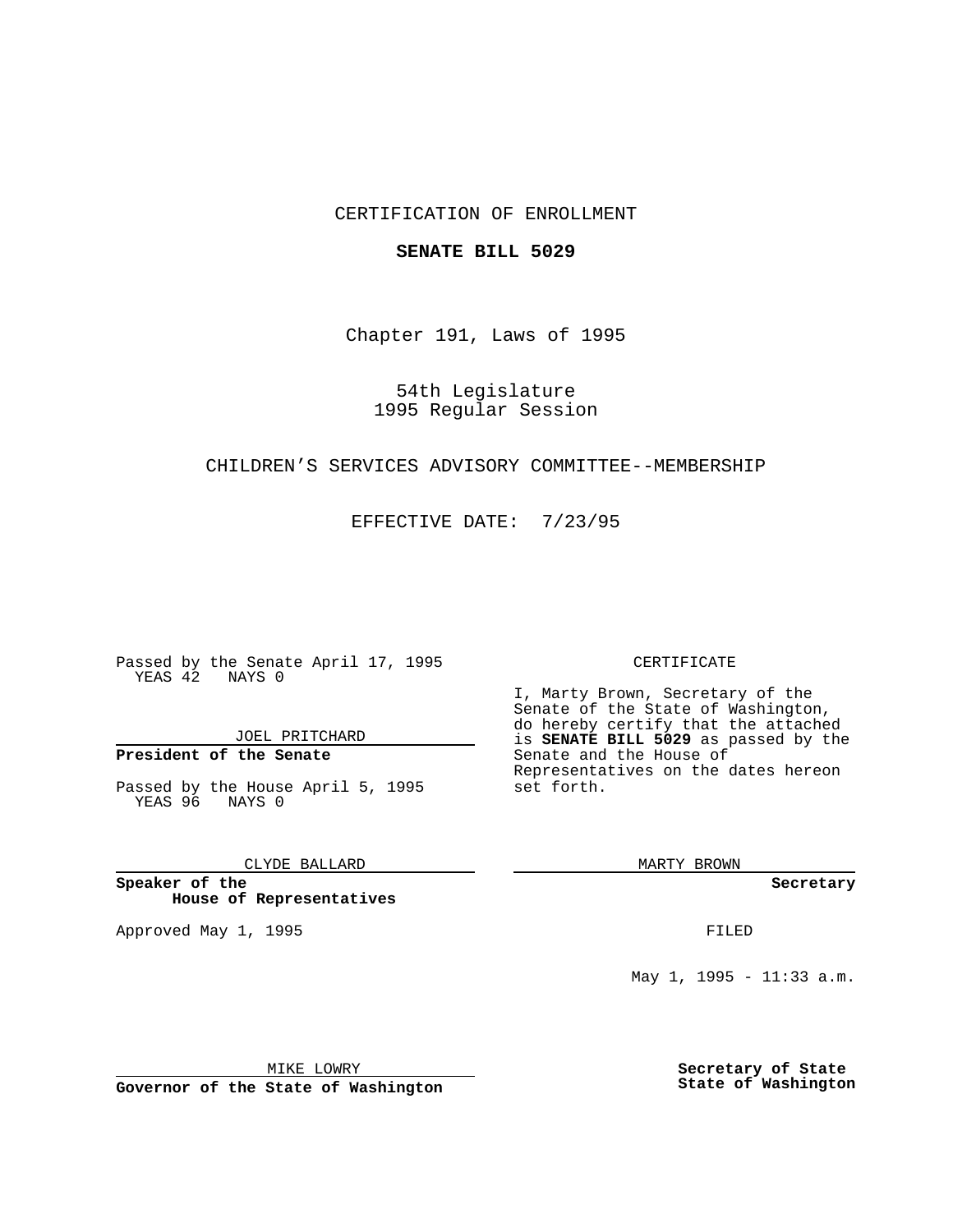CERTIFICATION OF ENROLLMENT

**SENATE BILL 5029**

Chapter 191, Laws of 1995

54th Legislature
1995 Regular Session

CHILDREN'S SERVICES ADVISORY COMMITTEE--MEMBERSHIP

EFFECTIVE DATE: 7/23/95

Passed by the Senate April 17, 1995
YEAS 42 NAYS 0

JOEL PRITCHARD

**President of the Senate**

Passed by the House April 5, 1995
YEAS 96 NAYS 0

CLYDE BALLARD

**Speaker of the House of Representatives**

Approved May 1, 1995

MIKE LOWRY

**Governor of the State of Washington**

CERTIFICATE

I, Marty Brown, Secretary of the Senate of the State of Washington, do hereby certify that the attached is **SENATE BILL 5029** as passed by the Senate and the House of Representatives on the dates hereon set forth.

MARTY BROWN

**Secretary**

FILED

May 1, 1995 - 11:33 a.m.

**Secretary of State**
**State of Washington**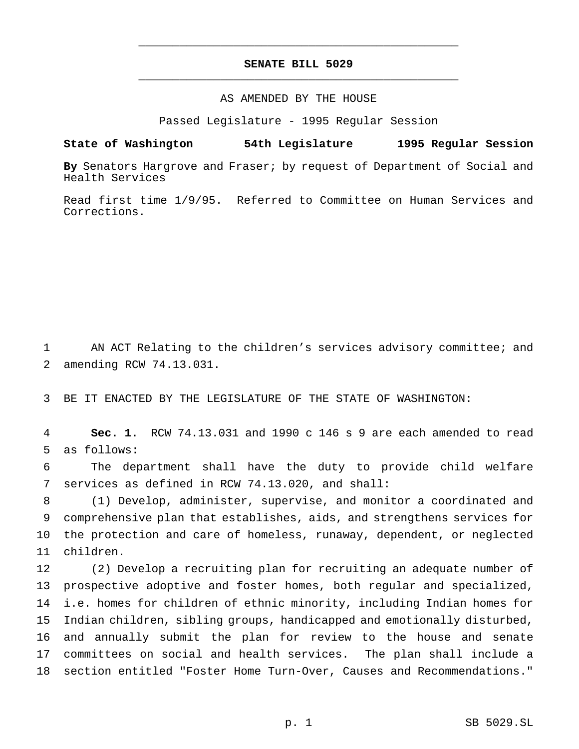# SENATE BILL 5029

AS AMENDED BY THE HOUSE

Passed Legislature - 1995 Regular Session

**State of Washington 54th Legislature 1995 Regular Session**

**By** Senators Hargrove and Fraser; by request of Department of Social and Health Services

Read first time 1/9/95. Referred to Committee on Human Services and Corrections.

AN ACT Relating to the children's services advisory committee; and amending RCW 74.13.031.

BE IT ENACTED BY THE LEGISLATURE OF THE STATE OF WASHINGTON:

**Sec. 1.** RCW 74.13.031 and 1990 c 146 s 9 are each amended to read as follows:

The department shall have the duty to provide child welfare services as defined in RCW 74.13.020, and shall:

(1) Develop, administer, supervise, and monitor a coordinated and comprehensive plan that establishes, aids, and strengthens services for the protection and care of homeless, runaway, dependent, or neglected children.

(2) Develop a recruiting plan for recruiting an adequate number of prospective adoptive and foster homes, both regular and specialized, i.e. homes for children of ethnic minority, including Indian homes for Indian children, sibling groups, handicapped and emotionally disturbed, and annually submit the plan for review to the house and senate committees on social and health services. The plan shall include a section entitled "Foster Home Turn-Over, Causes and Recommendations."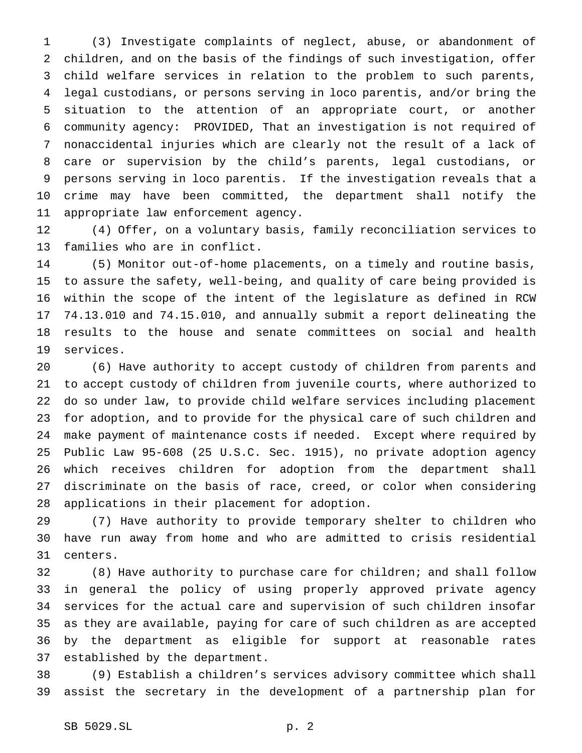(3) Investigate complaints of neglect, abuse, or abandonment of children, and on the basis of the findings of such investigation, offer child welfare services in relation to the problem to such parents, legal custodians, or persons serving in loco parentis, and/or bring the situation to the attention of an appropriate court, or another community agency: PROVIDED, That an investigation is not required of nonaccidental injuries which are clearly not the result of a lack of care or supervision by the child's parents, legal custodians, or persons serving in loco parentis. If the investigation reveals that a crime may have been committed, the department shall notify the appropriate law enforcement agency.

(4) Offer, on a voluntary basis, family reconciliation services to families who are in conflict.

(5) Monitor out-of-home placements, on a timely and routine basis, to assure the safety, well-being, and quality of care being provided is within the scope of the intent of the legislature as defined in RCW 74.13.010 and 74.15.010, and annually submit a report delineating the results to the house and senate committees on social and health services.

(6) Have authority to accept custody of children from parents and to accept custody of children from juvenile courts, where authorized to do so under law, to provide child welfare services including placement for adoption, and to provide for the physical care of such children and make payment of maintenance costs if needed. Except where required by Public Law 95-608 (25 U.S.C. Sec. 1915), no private adoption agency which receives children for adoption from the department shall discriminate on the basis of race, creed, or color when considering applications in their placement for adoption.

(7) Have authority to provide temporary shelter to children who have run away from home and who are admitted to crisis residential centers.

(8) Have authority to purchase care for children; and shall follow in general the policy of using properly approved private agency services for the actual care and supervision of such children insofar as they are available, paying for care of such children as are accepted by the department as eligible for support at reasonable rates established by the department.

(9) Establish a children's services advisory committee which shall assist the secretary in the development of a partnership plan for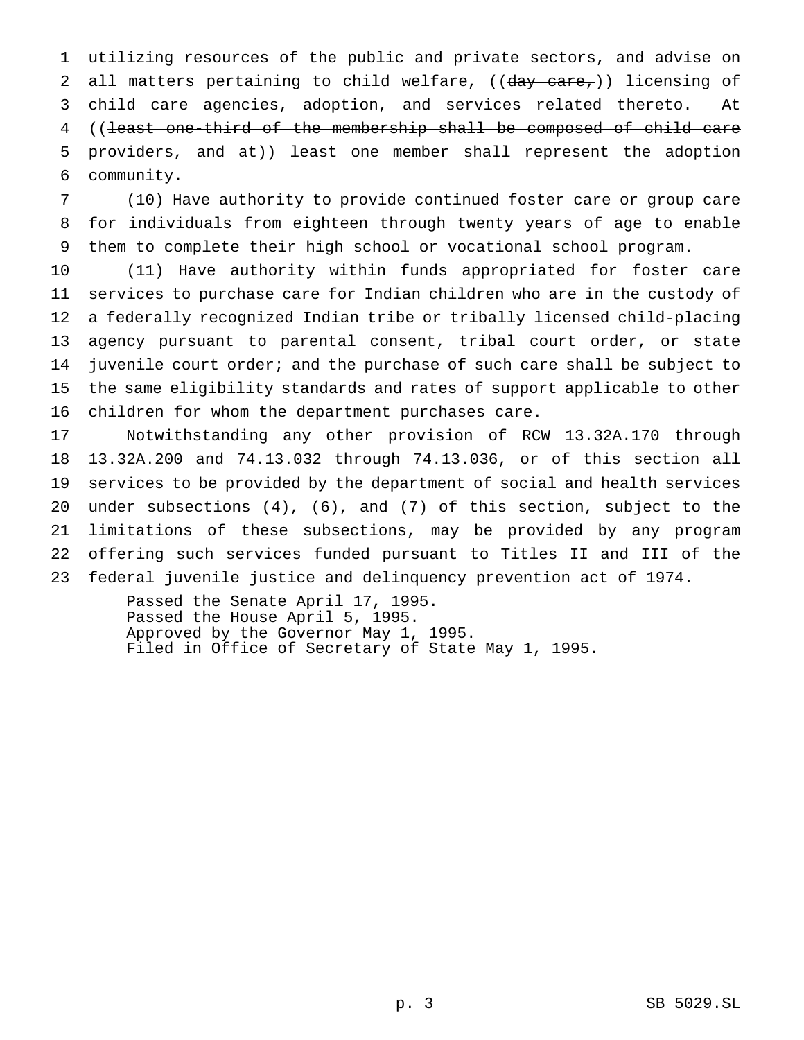utilizing resources of the public and private sectors, and advise on all matters pertaining to child welfare, ((~~day care,~~)) licensing of child care agencies, adoption, and services related thereto. At ((~~least one-third of the membership shall be composed of child care providers, and at~~)) least one member shall represent the adoption community.

(10) Have authority to provide continued foster care or group care for individuals from eighteen through twenty years of age to enable them to complete their high school or vocational school program.

(11) Have authority within funds appropriated for foster care services to purchase care for Indian children who are in the custody of a federally recognized Indian tribe or tribally licensed child-placing agency pursuant to parental consent, tribal court order, or state juvenile court order; and the purchase of such care shall be subject to the same eligibility standards and rates of support applicable to other children for whom the department purchases care.

Notwithstanding any other provision of RCW 13.32A.170 through 13.32A.200 and 74.13.032 through 74.13.036, or of this section all services to be provided by the department of social and health services under subsections (4), (6), and (7) of this section, subject to the limitations of these subsections, may be provided by any program offering such services funded pursuant to Titles II and III of the federal juvenile justice and delinquency prevention act of 1974.

Passed the Senate April 17, 1995.
Passed the House April 5, 1995.
Approved by the Governor May 1, 1995.
Filed in Office of Secretary of State May 1, 1995.